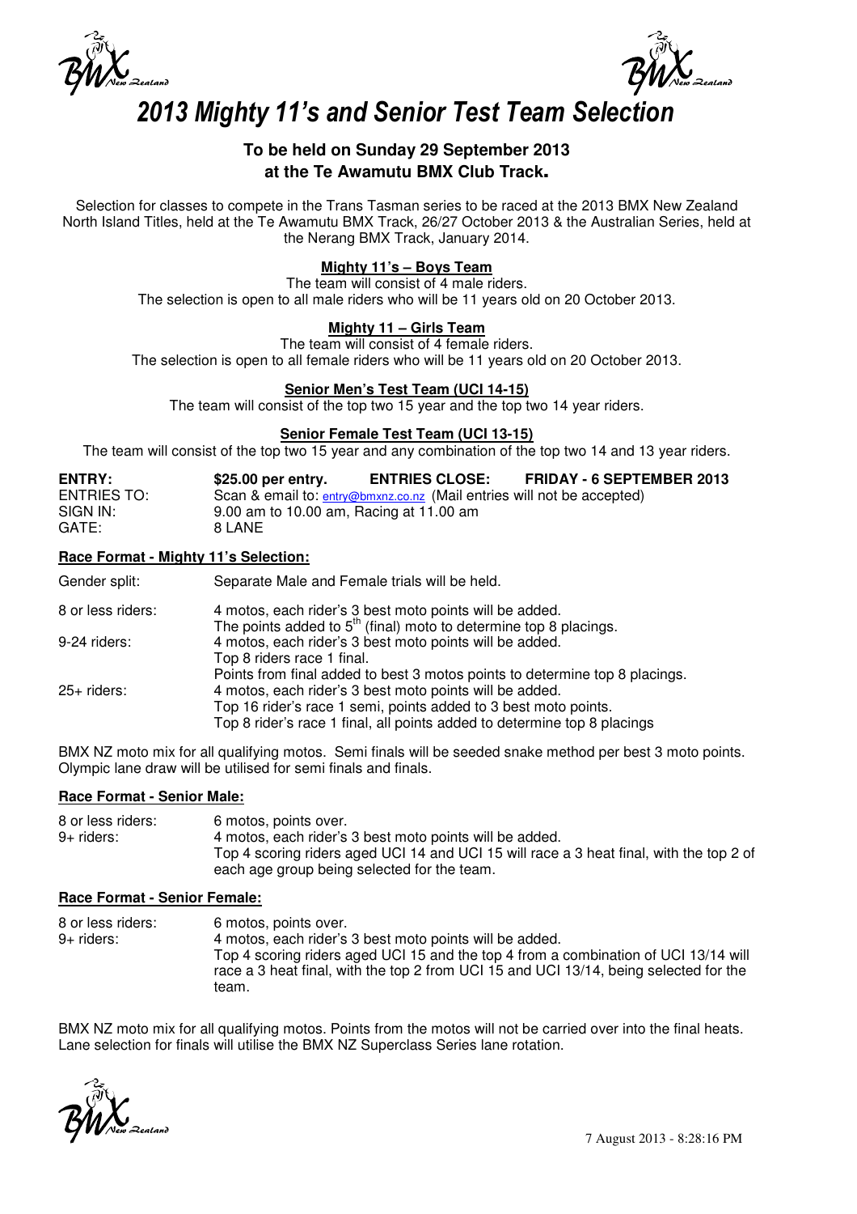# *2013 Mighty 11's and Senior Test Team Selection*

### To be held on Sunday 29 September 2013 at the Te Awamutu BMX Club Track.

Selection for classes to compete in the Trans Tasman series to be raced at the 2013 BMX New Zealand North Island Titles, held at the Te Awamutu BMX Track, 26/27 October 2013 & the Australian Series, held at the Nerang BMX Track, January 2014.

**Mighty 11's – Boys Team**

The team will consist of 4 male riders.
The selection is open to all male riders who will be 11 years old on 20 October 2013.

**Mighty 11 – Girls Team**

The team will consist of 4 female riders.
The selection is open to all female riders who will be 11 years old on 20 October 2013.

**Senior Men's Test Team (UCI 14-15)**

The team will consist of the top two 15 year and the top two 14 year riders.

**Senior Female Test Team (UCI 13-15)**

The team will consist of the top two 15 year and any combination of the top two 14 and 13 year riders.

| | | | |
|---|---|---|---|
| **ENTRY:** | **\$25.00 per entry.** | **ENTRIES CLOSE:** | **FRIDAY - 6 SEPTEMBER 2013** |
| ENTRIES TO: | Scan & email to: entry@bmxnz.co.nz (Mail entries will not be accepted) | | |
| SIGN IN: | 9.00 am to 10.00 am, Racing at 11.00 am | | |
| GATE: | 8 LANE | | |

**Race Format - Mighty 11's Selection:**

| | |
|---|---|
| Gender split: | Separate Male and Female trials will be held. |
| 8 or less riders: | 4 motos, each rider's 3 best moto points will be added. The points added to 5th (final) moto to determine top 8 placings. |
| 9-24 riders: | 4 motos, each rider's 3 best moto points will be added. Top 8 riders race 1 final. Points from final added to best 3 motos points to determine top 8 placings. |
| 25+ riders: | 4 motos, each rider's 3 best moto points will be added. Top 16 rider's race 1 semi, points added to 3 best moto points. Top 8 rider's race 1 final, all points added to determine top 8 placings |

BMX NZ moto mix for all qualifying motos. Semi finals will be seeded snake method per best 3 moto points. Olympic lane draw will be utilised for semi finals and finals.

**Race Format - Senior Male:**

| | |
|---|---|
| 8 or less riders: | 6 motos, points over. |
| 9+ riders: | 4 motos, each rider's 3 best moto points will be added. Top 4 scoring riders aged UCI 14 and UCI 15 will race a 3 heat final, with the top 2 of each age group being selected for the team. |

**Race Format - Senior Female:**

| | |
|---|---|
| 8 or less riders: | 6 motos, points over. |
| 9+ riders: | 4 motos, each rider's 3 best moto points will be added. Top 4 scoring riders aged UCI 15 and the top 4 from a combination of UCI 13/14 will race a 3 heat final, with the top 2 from UCI 15 and UCI 13/14, being selected for the team. |

BMX NZ moto mix for all qualifying motos. Points from the motos will not be carried over into the final heats. Lane selection for finals will utilise the BMX NZ Superclass Series lane rotation.

7 August 2013 - 8:28:16 PM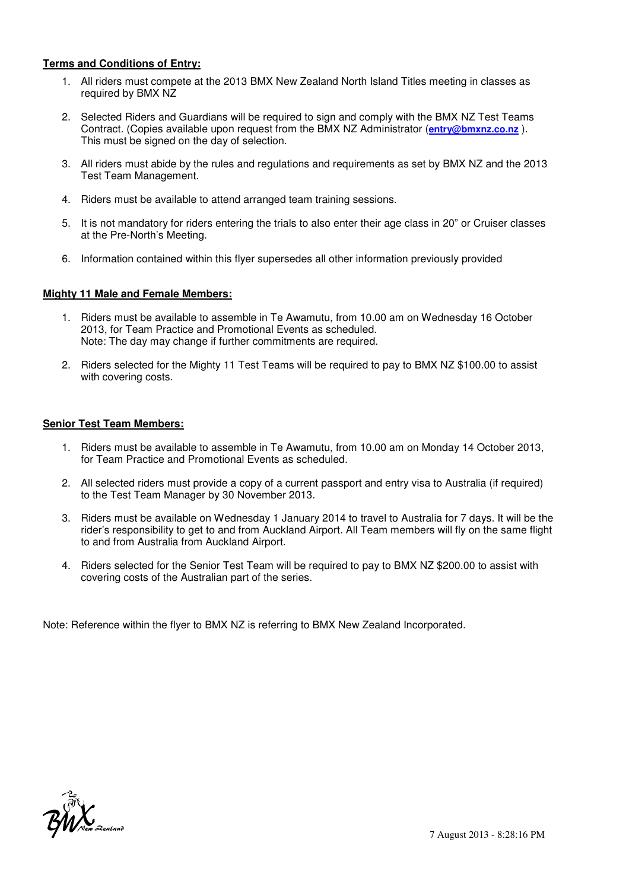**Terms and Conditions of Entry:**

1. All riders must compete at the 2013 BMX New Zealand North Island Titles meeting in classes as required by BMX NZ
2. Selected Riders and Guardians will be required to sign and comply with the BMX NZ Test Teams Contract. (Copies available upon request from the BMX NZ Administrator (**entry@bmxnz.co.nz** ). This must be signed on the day of selection.
3. All riders must abide by the rules and regulations and requirements as set by BMX NZ and the 2013 Test Team Management.
4. Riders must be available to attend arranged team training sessions.
5. It is not mandatory for riders entering the trials to also enter their age class in 20" or Cruiser classes at the Pre-North's Meeting.
6. Information contained within this flyer supersedes all other information previously provided

**Mighty 11 Male and Female Members:**

1. Riders must be available to assemble in Te Awamutu, from 10.00 am on Wednesday 16 October 2013, for Team Practice and Promotional Events as scheduled.
   Note: The day may change if further commitments are required.
2. Riders selected for the Mighty 11 Test Teams will be required to pay to BMX NZ $100.00 to assist with covering costs.

**Senior Test Team Members:**

1. Riders must be available to assemble in Te Awamutu, from 10.00 am on Monday 14 October 2013, for Team Practice and Promotional Events as scheduled.
2. All selected riders must provide a copy of a current passport and entry visa to Australia (if required) to the Test Team Manager by 30 November 2013.
3. Riders must be available on Wednesday 1 January 2014 to travel to Australia for 7 days. It will be the rider's responsibility to get to and from Auckland Airport. All Team members will fly on the same flight to and from Australia from Auckland Airport.
4. Riders selected for the Senior Test Team will be required to pay to BMX NZ $200.00 to assist with covering costs of the Australian part of the series.

Note: Reference within the flyer to BMX NZ is referring to BMX New Zealand Incorporated.

7 August 2013 - 8:28:16 PM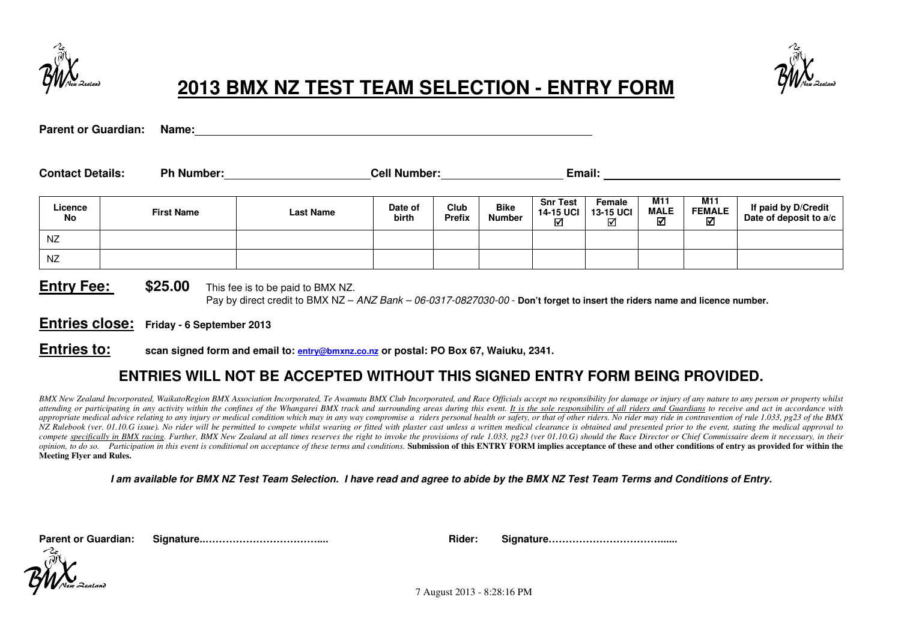# 2013 BMX NZ TEST TEAM SELECTION - ENTRY FORM

**Parent or Guardian: Name:** ____________________

**Contact Details: Ph Number:** ____________ **Cell Number:** ____________ **Email:** ____________

| Licence No | First Name | Last Name | Date of birth | Club Prefix | Bike Number | Snr Test 14-15 UCI ☑ | Female 13-15 UCI ☑ | M11 MALE ☑ | M11 FEMALE ☑ | If paid by D/Credit Date of deposit to a/c |
|---|---|---|---|---|---|---|---|---|---|---|
| NZ | | | | | | | | | | |
| NZ | | | | | | | | | | |

**Entry Fee:** **$25.00** This fee is to be paid to BMX NZ.
Pay by direct credit to BMX NZ – *ANZ Bank – 06-0317-0827030-00* - **Don't forget to insert the riders name and licence number.**

**Entries close:** **Friday - 6 September 2013**

**Entries to:** **scan signed form and email to: entry@bmxnz.co.nz or postal: PO Box 67, Waiuku, 2341.**

## ENTRIES WILL NOT BE ACCEPTED WITHOUT THIS SIGNED ENTRY FORM BEING PROVIDED.

*BMX New Zealand Incorporated, WaikatoRegion BMX Association Incorporated, Te Awamutu BMX Club Incorporated, and Race Officials accept no responsibility for damage or injury of any nature to any person or property whilst attending or participating in any activity within the confines of the Whangarei BMX track and surrounding areas during this event. It is the sole responsibility of all riders and Guardians to receive and act in accordance with appropriate medical advice relating to any injury or medical condition which may in any way compromise a riders personal health or safety, or that of other riders. No rider may ride in contravention of rule 1.033, pg23 of the BMX NZ Rulebook (ver. 01.10.G issue). No rider will be permitted to compete whilst wearing or fitted with plaster cast unless a written medical clearance is obtained and presented prior to the event, stating the medical approval to compete specifically in BMX racing. Further, BMX New Zealand at all times reserves the right to invoke the provisions of rule 1.033, pg23 (ver 01.10.G) should the Race Director or Chief Commissaire deem it necessary, in their opinion, to do so. Participation in this event is conditional on acceptance of these terms and conditions.* **Submission of this ENTRY FORM implies acceptance of these and other conditions of entry as provided for within the Meeting Flyer and Rules.**

***I am available for BMX NZ Test Team Selection. I have read and agree to abide by the BMX NZ Test Team Terms and Conditions of Entry.***

**Parent or Guardian: Signature..……………………………....** **Rider: Signature……………………………......**

7 August 2013 - 8:28:16 PM